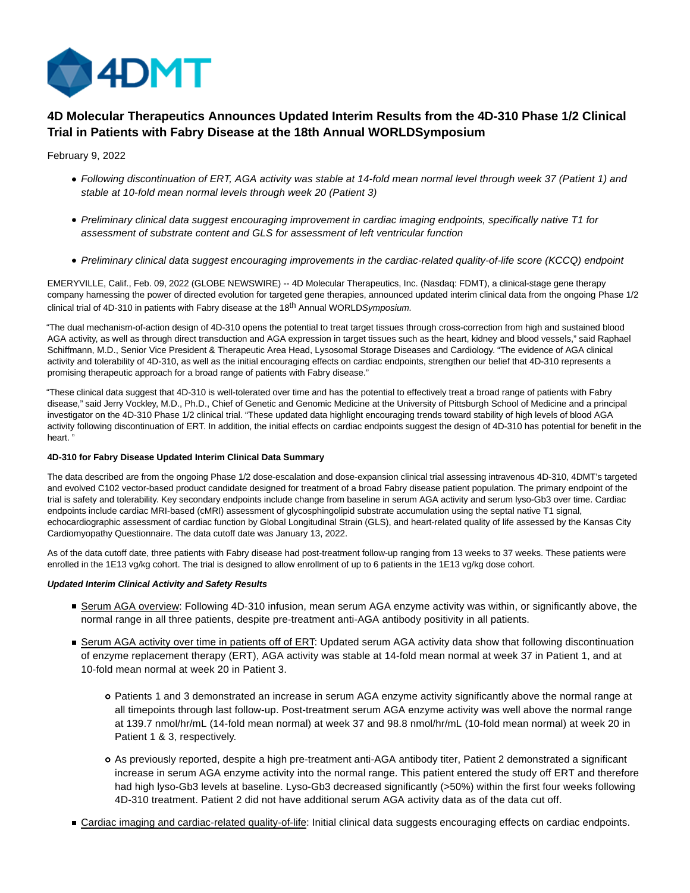# 4D Molecular Therapeutics Announces Updated Interim Results from the 4D-310 Phase 1/2 Clinical Trial in Patients with Fabry Disease at the 18th Annual WORLDSymposium

February 9, 2022

- *Following discontinuation of ERT, AGA activity was stable at 14-fold mean normal level through week 37 (Patient 1) and stable at 10-fold mean normal levels through week 20 (Patient 3)*
- *Preliminary clinical data suggest encouraging improvement in cardiac imaging endpoints, specifically native T1 for assessment of substrate content and GLS for assessment of left ventricular function*
- *Preliminary clinical data suggest encouraging improvements in the cardiac-related quality-of-life score (KCCQ) endpoint*

EMERYVILLE, Calif., Feb. 09, 2022 (GLOBE NEWSWIRE) -- 4D Molecular Therapeutics, Inc. (Nasdaq: FDMT), a clinical-stage gene therapy company harnessing the power of directed evolution for targeted gene therapies, announced updated interim clinical data from the ongoing Phase 1/2 clinical trial of 4D-310 in patients with Fabry disease at the 18th Annual WORLD*Symposium.*

"The dual mechanism-of-action design of 4D-310 opens the potential to treat target tissues through cross-correction from high and sustained blood AGA activity, as well as through direct transduction and AGA expression in target tissues such as the heart, kidney and blood vessels," said Raphael Schiffmann, M.D., Senior Vice President & Therapeutic Area Head, Lysosomal Storage Diseases and Cardiology. "The evidence of AGA clinical activity and tolerability of 4D-310, as well as the initial encouraging effects on cardiac endpoints, strengthen our belief that 4D-310 represents a promising therapeutic approach for a broad range of patients with Fabry disease."

"These clinical data suggest that 4D-310 is well-tolerated over time and has the potential to effectively treat a broad range of patients with Fabry disease," said Jerry Vockley, M.D., Ph.D., Chief of Genetic and Genomic Medicine at the University of Pittsburgh School of Medicine and a principal investigator on the 4D-310 Phase 1/2 clinical trial. "These updated data highlight encouraging trends toward stability of high levels of blood AGA activity following discontinuation of ERT. In addition, the initial effects on cardiac endpoints suggest the design of 4D-310 has potential for benefit in the heart."

**4D-310 for Fabry Disease Updated Interim Clinical Data Summary**

The data described are from the ongoing Phase 1/2 dose-escalation and dose-expansion clinical trial assessing intravenous 4D-310, 4DMT's targeted and evolved C102 vector-based product candidate designed for treatment of a broad Fabry disease patient population. The primary endpoint of the trial is safety and tolerability. Key secondary endpoints include change from baseline in serum AGA activity and serum lyso-Gb3 over time. Cardiac endpoints include cardiac MRI-based (cMRI) assessment of glycosphingolipid substrate accumulation using the septal native T1 signal, echocardiographic assessment of cardiac function by Global Longitudinal Strain (GLS), and heart-related quality of life assessed by the Kansas City Cardiomyopathy Questionnaire. The data cutoff date was January 13, 2022.

As of the data cutoff date, three patients with Fabry disease had post-treatment follow-up ranging from 13 weeks to 37 weeks. These patients were enrolled in the 1E13 vg/kg cohort. The trial is designed to allow enrollment of up to 6 patients in the 1E13 vg/kg dose cohort.

***Updated Interim Clinical Activity and Safety Results***

- Serum AGA overview: Following 4D-310 infusion, mean serum AGA enzyme activity was within, or significantly above, the normal range in all three patients, despite pre-treatment anti-AGA antibody positivity in all patients.
- Serum AGA activity over time in patients off of ERT: Updated serum AGA activity data show that following discontinuation of enzyme replacement therapy (ERT), AGA activity was stable at 14-fold mean normal at week 37 in Patient 1, and at 10-fold mean normal at week 20 in Patient 3.
    - Patients 1 and 3 demonstrated an increase in serum AGA enzyme activity significantly above the normal range at all timepoints through last follow-up. Post-treatment serum AGA enzyme activity was well above the normal range at 139.7 nmol/hr/mL (14-fold mean normal) at week 37 and 98.8 nmol/hr/mL (10-fold mean normal) at week 20 in Patient 1 & 3, respectively.
    - As previously reported, despite a high pre-treatment anti-AGA antibody titer, Patient 2 demonstrated a significant increase in serum AGA enzyme activity into the normal range. This patient entered the study off ERT and therefore had high lyso-Gb3 levels at baseline. Lyso-Gb3 decreased significantly (>50%) within the first four weeks following 4D-310 treatment. Patient 2 did not have additional serum AGA activity data as of the data cut off.
- Cardiac imaging and cardiac-related quality-of-life: Initial clinical data suggests encouraging effects on cardiac endpoints.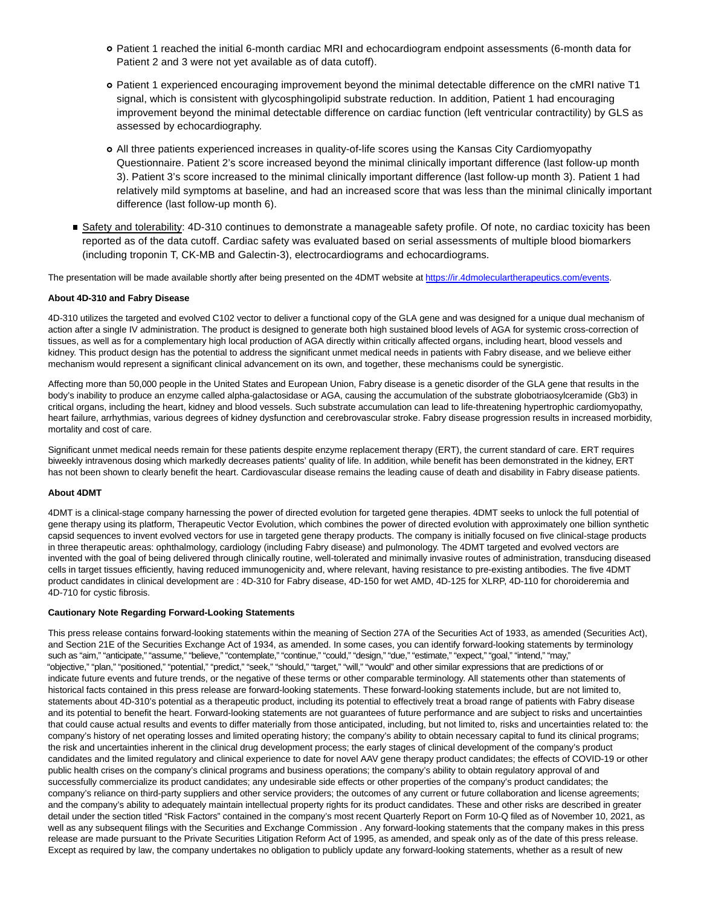- Patient 1 reached the initial 6-month cardiac MRI and echocardiogram endpoint assessments (6-month data for Patient 2 and 3 were not yet available as of data cutoff).
   - Patient 1 experienced encouraging improvement beyond the minimal detectable difference on the cMRI native T1 signal, which is consistent with glycosphingolipid substrate reduction. In addition, Patient 1 had encouraging improvement beyond the minimal detectable difference on cardiac function (left ventricular contractility) by GLS as assessed by echocardiography.
   - All three patients experienced increases in quality-of-life scores using the Kansas City Cardiomyopathy Questionnaire. Patient 2's score increased beyond the minimal clinically important difference (last follow-up month 3). Patient 3's score increased to the minimal clinically important difference (last follow-up month 3). Patient 1 had relatively mild symptoms at baseline, and had an increased score that was less than the minimal clinically important difference (last follow-up month 6).

- Safety and tolerability: 4D-310 continues to demonstrate a manageable safety profile. Of note, no cardiac toxicity has been reported as of the data cutoff. Cardiac safety was evaluated based on serial assessments of multiple blood biomarkers (including troponin T, CK-MB and Galectin-3), electrocardiograms and echocardiograms.

The presentation will be made available shortly after being presented on the 4DMT website at https://ir.4dmoleculartherapeutics.com/events.

**About 4D-310 and Fabry Disease**

4D-310 utilizes the targeted and evolved C102 vector to deliver a functional copy of the GLA gene and was designed for a unique dual mechanism of action after a single IV administration. The product is designed to generate both high sustained blood levels of AGA for systemic cross-correction of tissues, as well as for a complementary high local production of AGA directly within critically affected organs, including heart, blood vessels and kidney. This product design has the potential to address the significant unmet medical needs in patients with Fabry disease, and we believe either mechanism would represent a significant clinical advancement on its own, and together, these mechanisms could be synergistic.

Affecting more than 50,000 people in the United States and European Union, Fabry disease is a genetic disorder of the GLA gene that results in the body's inability to produce an enzyme called alpha-galactosidase or AGA, causing the accumulation of the substrate globotriaosylceramide (Gb3) in critical organs, including the heart, kidney and blood vessels. Such substrate accumulation can lead to life-threatening hypertrophic cardiomyopathy, heart failure, arrhythmias, various degrees of kidney dysfunction and cerebrovascular stroke. Fabry disease progression results in increased morbidity, mortality and cost of care.

Significant unmet medical needs remain for these patients despite enzyme replacement therapy (ERT), the current standard of care. ERT requires biweekly intravenous dosing which markedly decreases patients' quality of life. In addition, while benefit has been demonstrated in the kidney, ERT has not been shown to clearly benefit the heart. Cardiovascular disease remains the leading cause of death and disability in Fabry disease patients.

**About 4DMT**

4DMT is a clinical-stage company harnessing the power of directed evolution for targeted gene therapies. 4DMT seeks to unlock the full potential of gene therapy using its platform, Therapeutic Vector Evolution, which combines the power of directed evolution with approximately one billion synthetic capsid sequences to invent evolved vectors for use in targeted gene therapy products. The company is initially focused on five clinical-stage products in three therapeutic areas: ophthalmology, cardiology (including Fabry disease) and pulmonology. The 4DMT targeted and evolved vectors are invented with the goal of being delivered through clinically routine, well-tolerated and minimally invasive routes of administration, transducing diseased cells in target tissues efficiently, having reduced immunogenicity and, where relevant, having resistance to pre-existing antibodies. The five 4DMT product candidates in clinical development are : 4D-310 for Fabry disease, 4D-150 for wet AMD, 4D-125 for XLRP, 4D-110 for choroideremia and 4D-710 for cystic fibrosis.

**Cautionary Note Regarding Forward-Looking Statements**

This press release contains forward-looking statements within the meaning of Section 27A of the Securities Act of 1933, as amended (Securities Act), and Section 21E of the Securities Exchange Act of 1934, as amended. In some cases, you can identify forward-looking statements by terminology such as "aim," "anticipate," "assume," "believe," "contemplate," "continue," "could," "design," "due," "estimate," "expect," "goal," "intend," "may," "objective," "plan," "positioned," "potential," "predict," "seek," "should," "target," "will," "would" and other similar expressions that are predictions of or indicate future events and future trends, or the negative of these terms or other comparable terminology. All statements other than statements of historical facts contained in this press release are forward-looking statements. These forward-looking statements include, but are not limited to, statements about 4D-310's potential as a therapeutic product, including its potential to effectively treat a broad range of patients with Fabry disease and its potential to benefit the heart. Forward-looking statements are not guarantees of future performance and are subject to risks and uncertainties that could cause actual results and events to differ materially from those anticipated, including, but not limited to, risks and uncertainties related to: the company's history of net operating losses and limited operating history; the company's ability to obtain necessary capital to fund its clinical programs; the risk and uncertainties inherent in the clinical drug development process; the early stages of clinical development of the company's product candidates and the limited regulatory and clinical experience to date for novel AAV gene therapy product candidates; the effects of COVID-19 or other public health crises on the company's clinical programs and business operations; the company's ability to obtain regulatory approval of and successfully commercialize its product candidates; any undesirable side effects or other properties of the company's product candidates; the company's reliance on third-party suppliers and other service providers; the outcomes of any current or future collaboration and license agreements; and the company's ability to adequately maintain intellectual property rights for its product candidates. These and other risks are described in greater detail under the section titled "Risk Factors" contained in the company's most recent Quarterly Report on Form 10-Q filed as of November 10, 2021, as well as any subsequent filings with the Securities and Exchange Commission . Any forward-looking statements that the company makes in this press release are made pursuant to the Private Securities Litigation Reform Act of 1995, as amended, and speak only as of the date of this press release. Except as required by law, the company undertakes no obligation to publicly update any forward-looking statements, whether as a result of new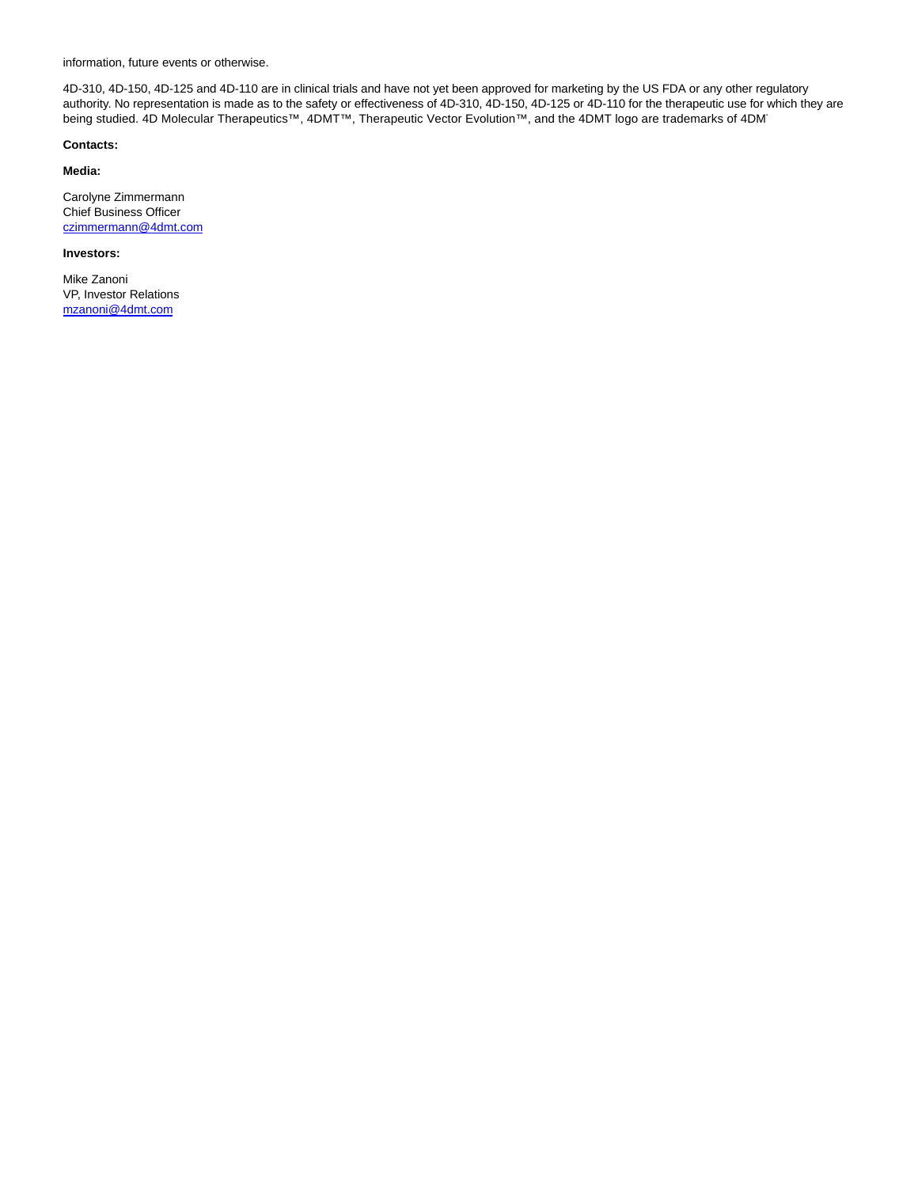information, future events or otherwise.

4D-310, 4D-150, 4D-125 and 4D-110 are in clinical trials and have not yet been approved for marketing by the US FDA or any other regulatory authority. No representation is made as to the safety or effectiveness of 4D-310, 4D-150, 4D-125 or 4D-110 for the therapeutic use for which they are being studied. 4D Molecular Therapeutics™, 4DMT™, Therapeutic Vector Evolution™, and the 4DMT logo are trademarks of 4DM

**Contacts:**

**Media:**

Carolyne Zimmermann
Chief Business Officer
czimmermann@4dmt.com

**Investors:**

Mike Zanoni
VP, Investor Relations
mzanoni@4dmt.com